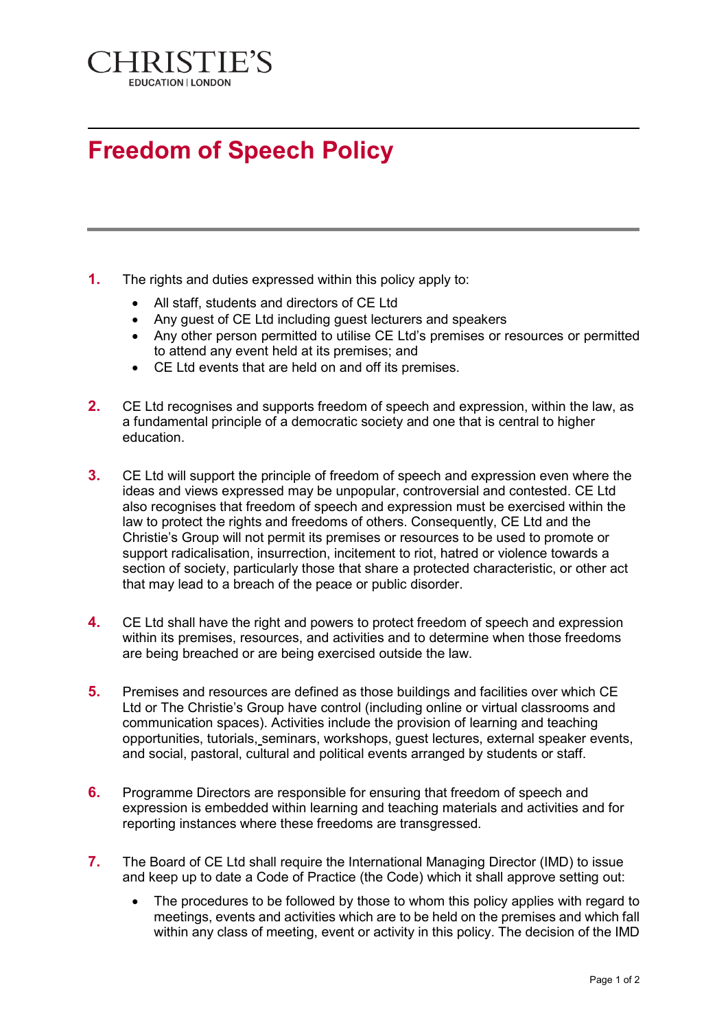CHRISTIE'S

EDUCATION | LONDON

# Freedom of Speech Policy

1. The rights and duties expressed within this policy apply to:
   - All staff, students and directors of CE Ltd
   - Any guest of CE Ltd including guest lecturers and speakers
   - Any other person permitted to utilise CE Ltd's premises or resources or permitted to attend any event held at its premises; and
   - CE Ltd events that are held on and off its premises.

2. CE Ltd recognises and supports freedom of speech and expression, within the law, as a fundamental principle of a democratic society and one that is central to higher education.

3. CE Ltd will support the principle of freedom of speech and expression even where the ideas and views expressed may be unpopular, controversial and contested. CE Ltd also recognises that freedom of speech and expression must be exercised within the law to protect the rights and freedoms of others. Consequently, CE Ltd and the Christie's Group will not permit its premises or resources to be used to promote or support radicalisation, insurrection, incitement to riot, hatred or violence towards a section of society, particularly those that share a protected characteristic, or other act that may lead to a breach of the peace or public disorder.

4. CE Ltd shall have the right and powers to protect freedom of speech and expression within its premises, resources, and activities and to determine when those freedoms are being breached or are being exercised outside the law.

5. Premises and resources are defined as those buildings and facilities over which CE Ltd or The Christie's Group have control (including online or virtual classrooms and communication spaces). Activities include the provision of learning and teaching opportunities, tutorials, seminars, workshops, guest lectures, external speaker events, and social, pastoral, cultural and political events arranged by students or staff.

6. Programme Directors are responsible for ensuring that freedom of speech and expression is embedded within learning and teaching materials and activities and for reporting instances where these freedoms are transgressed.

7. The Board of CE Ltd shall require the International Managing Director (IMD) to issue and keep up to date a Code of Practice (the Code) which it shall approve setting out:
   - The procedures to be followed by those to whom this policy applies with regard to meetings, events and activities which are to be held on the premises and which fall within any class of meeting, event or activity in this policy. The decision of the IMD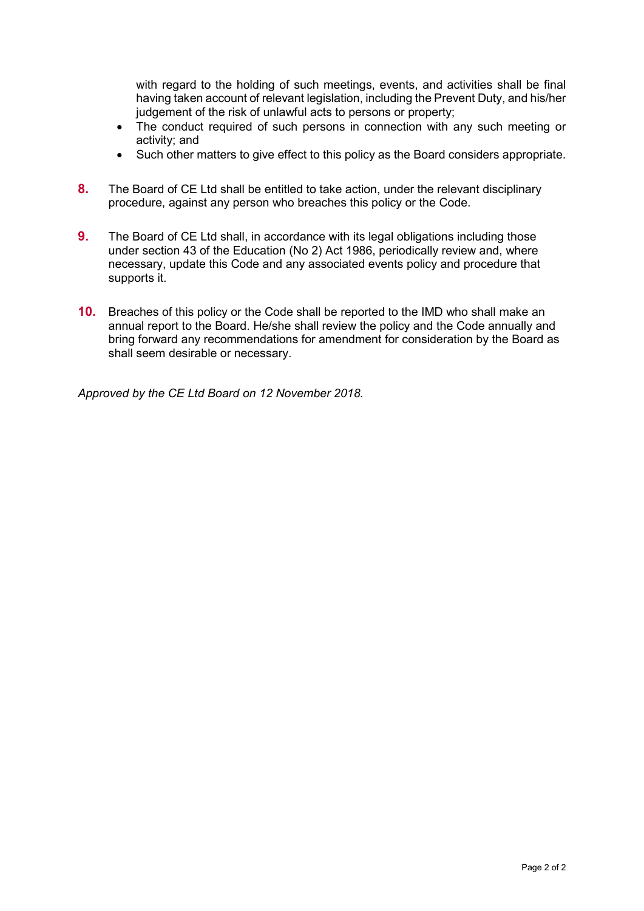with regard to the holding of such meetings, events, and activities shall be final having taken account of relevant legislation, including the Prevent Duty, and his/her judgement of the risk of unlawful acts to persons or property;

- The conduct required of such persons in connection with any such meeting or activity; and
- Such other matters to give effect to this policy as the Board considers appropriate.

**8.** The Board of CE Ltd shall be entitled to take action, under the relevant disciplinary procedure, against any person who breaches this policy or the Code.

**9.** The Board of CE Ltd shall, in accordance with its legal obligations including those under section 43 of the Education (No 2) Act 1986, periodically review and, where necessary, update this Code and any associated events policy and procedure that supports it.

**10.** Breaches of this policy or the Code shall be reported to the IMD who shall make an annual report to the Board. He/she shall review the policy and the Code annually and bring forward any recommendations for amendment for consideration by the Board as shall seem desirable or necessary.

*Approved by the CE Ltd Board on 12 November 2018.*